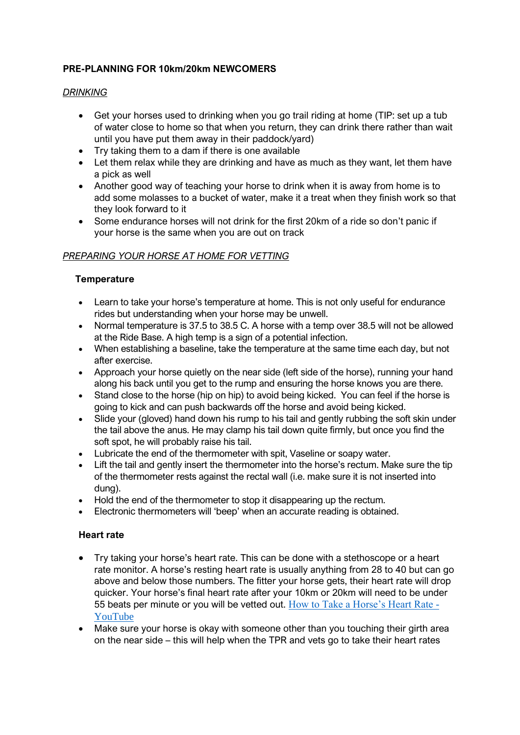**PRE-PLANNING FOR 10km/20km NEWCOMERS**

*DRINKING*

- Get your horses used to drinking when you go trail riding at home (TIP: set up a tub of water close to home so that when you return, they can drink there rather than wait until you have put them away in their paddock/yard)
- Try taking them to a dam if there is one available
- Let them relax while they are drinking and have as much as they want, let them have a pick as well
- Another good way of teaching your horse to drink when it is away from home is to add some molasses to a bucket of water, make it a treat when they finish work so that they look forward to it
- Some endurance horses will not drink for the first 20km of a ride so don't panic if your horse is the same when you are out on track

*PREPARING YOUR HORSE AT HOME FOR VETTING*

**Temperature**

- Learn to take your horse's temperature at home. This is not only useful for endurance rides but understanding when your horse may be unwell.
- Normal temperature is 37.5 to 38.5 C. A horse with a temp over 38.5 will not be allowed at the Ride Base. A high temp is a sign of a potential infection.
- When establishing a baseline, take the temperature at the same time each day, but not after exercise.
- Approach your horse quietly on the near side (left side of the horse), running your hand along his back until you get to the rump and ensuring the horse knows you are there.
- Stand close to the horse (hip on hip) to avoid being kicked. You can feel if the horse is going to kick and can push backwards off the horse and avoid being kicked.
- Slide your (gloved) hand down his rump to his tail and gently rubbing the soft skin under the tail above the anus. He may clamp his tail down quite firmly, but once you find the soft spot, he will probably raise his tail.
- Lubricate the end of the thermometer with spit, Vaseline or soapy water.
- Lift the tail and gently insert the thermometer into the horse's rectum. Make sure the tip of the thermometer rests against the rectal wall (i.e. make sure it is not inserted into dung).
- Hold the end of the thermometer to stop it disappearing up the rectum.
- Electronic thermometers will 'beep' when an accurate reading is obtained.

**Heart rate**

- Try taking your horse's heart rate. This can be done with a stethoscope or a heart rate monitor. A horse's resting heart rate is usually anything from 28 to 40 but can go above and below those numbers. The fitter your horse gets, their heart rate will drop quicker. Your horse's final heart rate after your 10km or 20km will need to be under 55 beats per minute or you will be vetted out. [How to Take a Horse's Heart Rate - YouTube]
- Make sure your horse is okay with someone other than you touching their girth area on the near side – this will help when the TPR and vets go to take their heart rates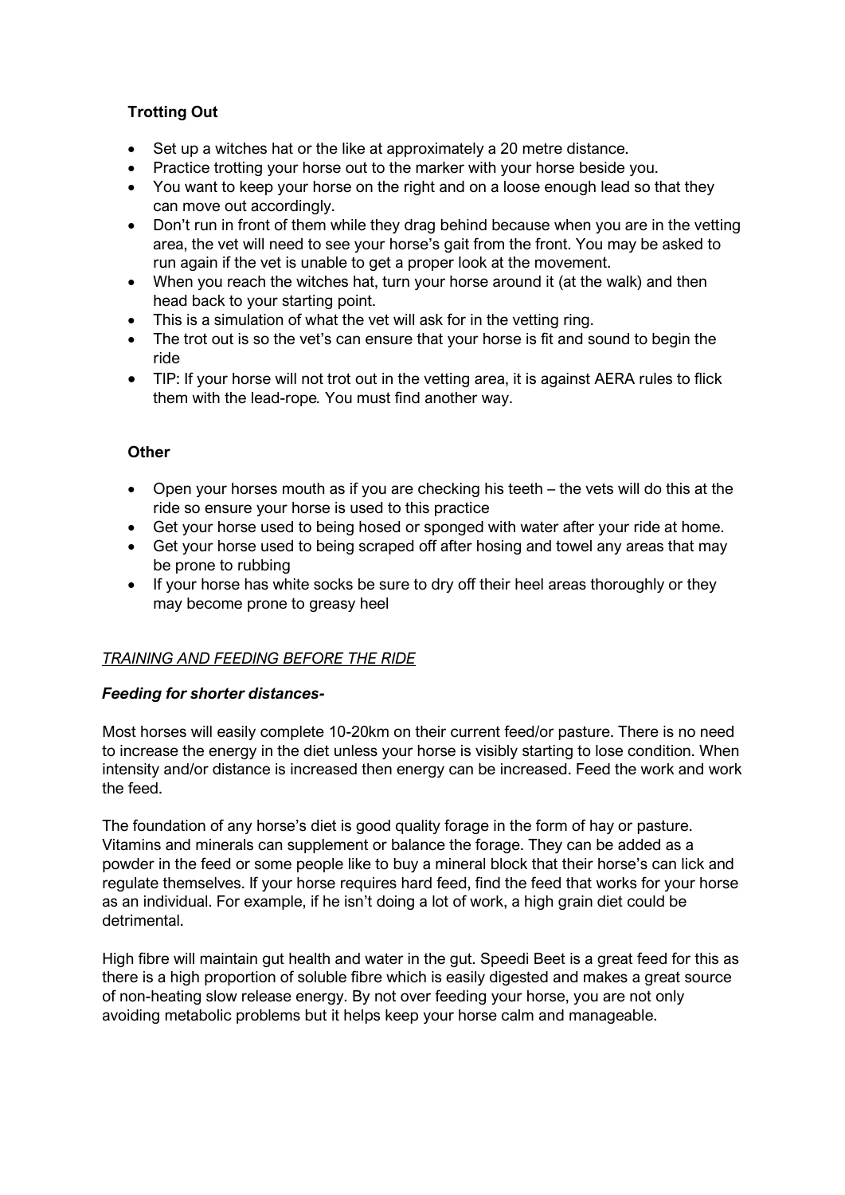**Trotting Out**

- Set up a witches hat or the like at approximately a 20 metre distance.
- Practice trotting your horse out to the marker with your horse beside you.
- You want to keep your horse on the right and on a loose enough lead so that they can move out accordingly.
- Don't run in front of them while they drag behind because when you are in the vetting area, the vet will need to see your horse's gait from the front. You may be asked to run again if the vet is unable to get a proper look at the movement.
- When you reach the witches hat, turn your horse around it (at the walk) and then head back to your starting point.
- This is a simulation of what the vet will ask for in the vetting ring.
- The trot out is so the vet's can ensure that your horse is fit and sound to begin the ride
- TIP: If your horse will not trot out in the vetting area, it is against AERA rules to flick them with the lead-rope. You must find another way.

**Other**

- Open your horses mouth as if you are checking his teeth – the vets will do this at the ride so ensure your horse is used to this practice
- Get your horse used to being hosed or sponged with water after your ride at home.
- Get your horse used to being scraped off after hosing and towel any areas that may be prone to rubbing
- If your horse has white socks be sure to dry off their heel areas thoroughly or they may become prone to greasy heel

<u>*TRAINING AND FEEDING BEFORE THE RIDE*</u>

***Feeding for shorter distances-***

Most horses will easily complete 10-20km on their current feed/or pasture. There is no need to increase the energy in the diet unless your horse is visibly starting to lose condition. When intensity and/or distance is increased then energy can be increased. Feed the work and work the feed.

The foundation of any horse's diet is good quality forage in the form of hay or pasture. Vitamins and minerals can supplement or balance the forage. They can be added as a powder in the feed or some people like to buy a mineral block that their horse's can lick and regulate themselves. If your horse requires hard feed, find the feed that works for your horse as an individual. For example, if he isn't doing a lot of work, a high grain diet could be detrimental.

High fibre will maintain gut health and water in the gut. Speedi Beet is a great feed for this as there is a high proportion of soluble fibre which is easily digested and makes a great source of non-heating slow release energy. By not over feeding your horse, you are not only avoiding metabolic problems but it helps keep your horse calm and manageable.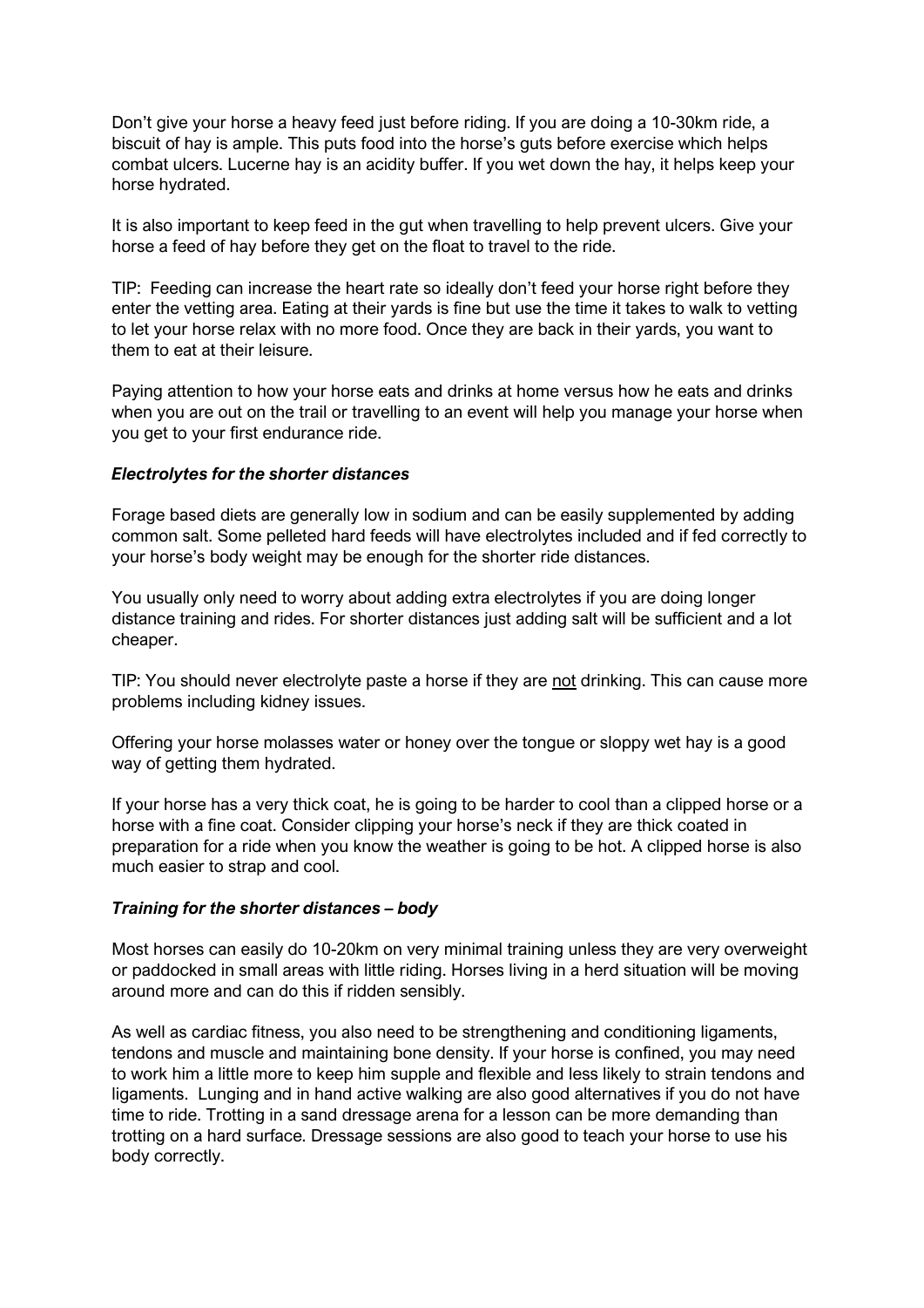Don't give your horse a heavy feed just before riding. If you are doing a 10-30km ride, a biscuit of hay is ample. This puts food into the horse's guts before exercise which helps combat ulcers. Lucerne hay is an acidity buffer. If you wet down the hay, it helps keep your horse hydrated.

It is also important to keep feed in the gut when travelling to help prevent ulcers. Give your horse a feed of hay before they get on the float to travel to the ride.

TIP: Feeding can increase the heart rate so ideally don't feed your horse right before they enter the vetting area. Eating at their yards is fine but use the time it takes to walk to vetting to let your horse relax with no more food. Once they are back in their yards, you want to them to eat at their leisure.

Paying attention to how your horse eats and drinks at home versus how he eats and drinks when you are out on the trail or travelling to an event will help you manage your horse when you get to your first endurance ride.

### *Electrolytes for the shorter distances*

Forage based diets are generally low in sodium and can be easily supplemented by adding common salt. Some pelleted hard feeds will have electrolytes included and if fed correctly to your horse's body weight may be enough for the shorter ride distances.

You usually only need to worry about adding extra electrolytes if you are doing longer distance training and rides. For shorter distances just adding salt will be sufficient and a lot cheaper.

TIP: You should never electrolyte paste a horse if they are <u>not</u> drinking. This can cause more problems including kidney issues.

Offering your horse molasses water or honey over the tongue or sloppy wet hay is a good way of getting them hydrated.

If your horse has a very thick coat, he is going to be harder to cool than a clipped horse or a horse with a fine coat. Consider clipping your horse's neck if they are thick coated in preparation for a ride when you know the weather is going to be hot. A clipped horse is also much easier to strap and cool.

### *Training for the shorter distances – body*

Most horses can easily do 10-20km on very minimal training unless they are very overweight or paddocked in small areas with little riding. Horses living in a herd situation will be moving around more and can do this if ridden sensibly.

As well as cardiac fitness, you also need to be strengthening and conditioning ligaments, tendons and muscle and maintaining bone density. If your horse is confined, you may need to work him a little more to keep him supple and flexible and less likely to strain tendons and ligaments. Lunging and in hand active walking are also good alternatives if you do not have time to ride. Trotting in a sand dressage arena for a lesson can be more demanding than trotting on a hard surface. Dressage sessions are also good to teach your horse to use his body correctly.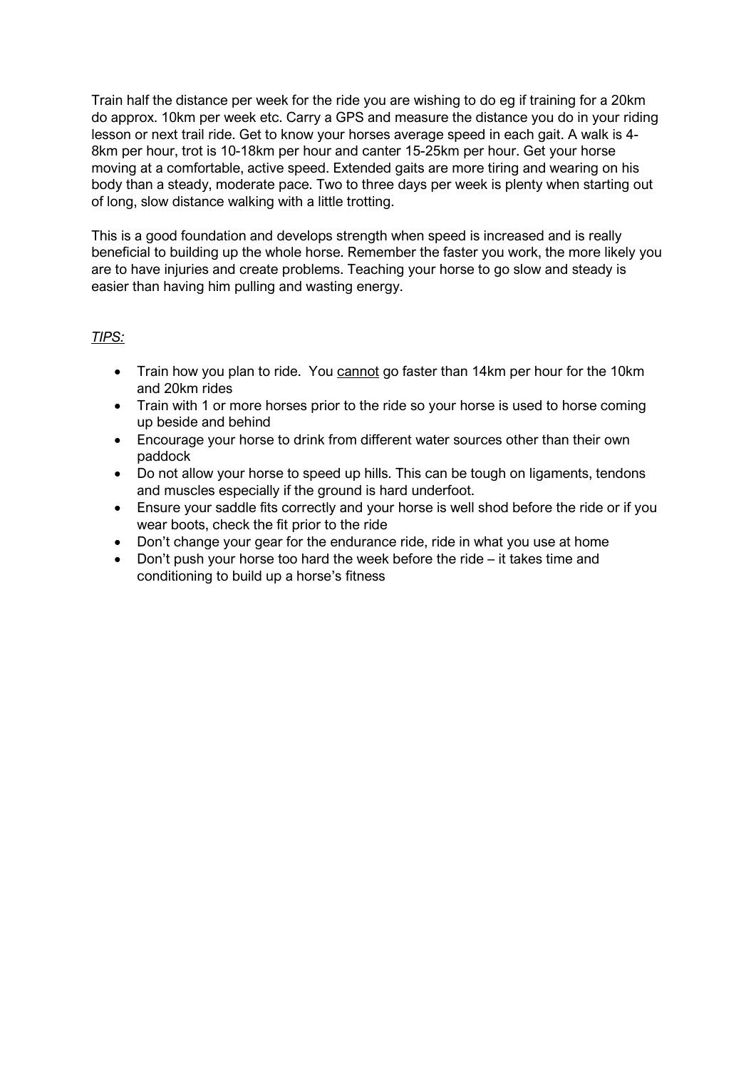Train half the distance per week for the ride you are wishing to do eg if training for a 20km do approx. 10km per week etc. Carry a GPS and measure the distance you do in your riding lesson or next trail ride. Get to know your horses average speed in each gait. A walk is 4-8km per hour, trot is 10-18km per hour and canter 15-25km per hour. Get your horse moving at a comfortable, active speed. Extended gaits are more tiring and wearing on his body than a steady, moderate pace. Two to three days per week is plenty when starting out of long, slow distance walking with a little trotting.

This is a good foundation and develops strength when speed is increased and is really beneficial to building up the whole horse. Remember the faster you work, the more likely you are to have injuries and create problems. Teaching your horse to go slow and steady is easier than having him pulling and wasting energy.

*TIPS:*

- Train how you plan to ride. You cannot go faster than 14km per hour for the 10km and 20km rides
- Train with 1 or more horses prior to the ride so your horse is used to horse coming up beside and behind
- Encourage your horse to drink from different water sources other than their own paddock
- Do not allow your horse to speed up hills. This can be tough on ligaments, tendons and muscles especially if the ground is hard underfoot.
- Ensure your saddle fits correctly and your horse is well shod before the ride or if you wear boots, check the fit prior to the ride
- Don't change your gear for the endurance ride, ride in what you use at home
- Don't push your horse too hard the week before the ride – it takes time and conditioning to build up a horse's fitness